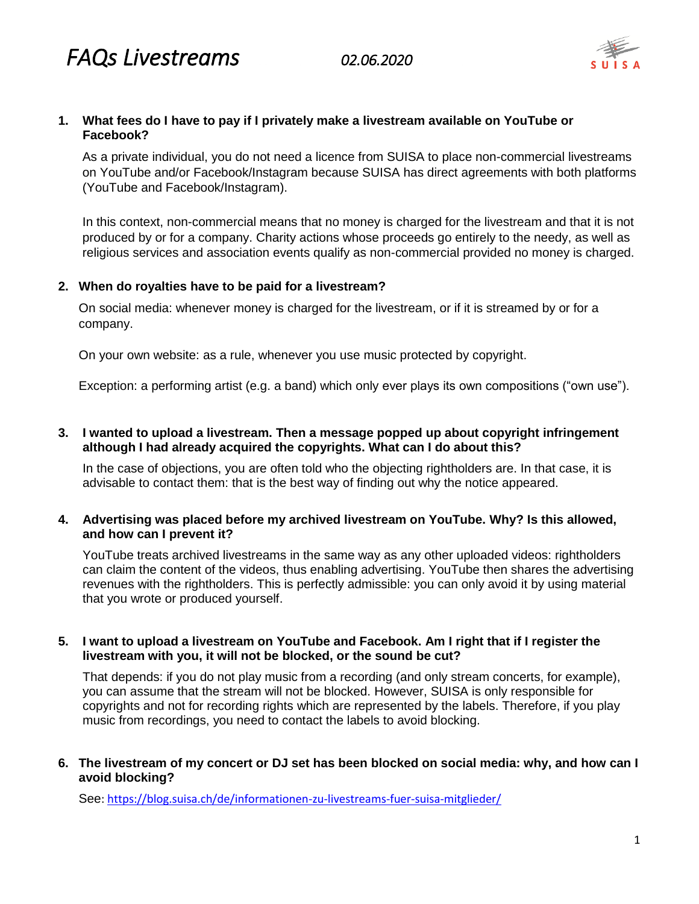# FAQs Livestreams

*02.06.2020*

1. **What fees do I have to pay if I privately make a livestream available on YouTube or Facebook?**

   As a private individual, you do not need a licence from SUISA to place non-commercial livestreams on YouTube and/or Facebook/Instagram because SUISA has direct agreements with both platforms (YouTube and Facebook/Instagram).

   In this context, non-commercial means that no money is charged for the livestream and that it is not produced by or for a company. Charity actions whose proceeds go entirely to the needy, as well as religious services and association events qualify as non-commercial provided no money is charged.

2. **When do royalties have to be paid for a livestream?**

   On social media: whenever money is charged for the livestream, or if it is streamed by or for a company.

   On your own website: as a rule, whenever you use music protected by copyright.

   Exception: a performing artist (e.g. a band) which only ever plays its own compositions ("own use").

3. **I wanted to upload a livestream. Then a message popped up about copyright infringement although I had already acquired the copyrights. What can I do about this?**

   In the case of objections, you are often told who the objecting rightholders are. In that case, it is advisable to contact them: that is the best way of finding out why the notice appeared.

4. **Advertising was placed before my archived livestream on YouTube. Why? Is this allowed, and how can I prevent it?**

   YouTube treats archived livestreams in the same way as any other uploaded videos: rightholders can claim the content of the videos, thus enabling advertising. YouTube then shares the advertising revenues with the rightholders. This is perfectly admissible: you can only avoid it by using material that you wrote or produced yourself.

5. **I want to upload a livestream on YouTube and Facebook. Am I right that if I register the livestream with you, it will not be blocked, or the sound be cut?**

   That depends: if you do not play music from a recording (and only stream concerts, for example), you can assume that the stream will not be blocked. However, SUISA is only responsible for copyrights and not for recording rights which are represented by the labels. Therefore, if you play music from recordings, you need to contact the labels to avoid blocking.

6. **The livestream of my concert or DJ set has been blocked on social media: why, and how can I avoid blocking?**

   See: https://blog.suisa.ch/de/informationen-zu-livestreams-fuer-suisa-mitglieder/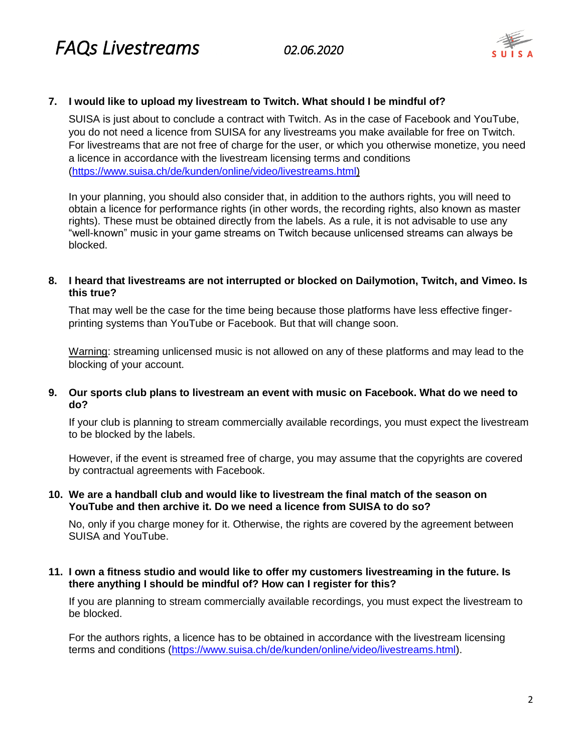**7. I would like to upload my livestream to Twitch. What should I be mindful of?**

SUISA is just about to conclude a contract with Twitch. As in the case of Facebook and YouTube, you do not need a licence from SUISA for any livestreams you make available for free on Twitch. For livestreams that are not free of charge for the user, or which you otherwise monetize, you need a licence in accordance with the livestream licensing terms and conditions (https://www.suisa.ch/de/kunden/online/video/livestreams.html)

In your planning, you should also consider that, in addition to the authors rights, you will need to obtain a licence for performance rights (in other words, the recording rights, also known as master rights). These must be obtained directly from the labels. As a rule, it is not advisable to use any "well-known" music in your game streams on Twitch because unlicensed streams can always be blocked.

**8. I heard that livestreams are not interrupted or blocked on Dailymotion, Twitch, and Vimeo. Is this true?**

That may well be the case for the time being because those platforms have less effective finger-printing systems than YouTube or Facebook. But that will change soon.

Warning: streaming unlicensed music is not allowed on any of these platforms and may lead to the blocking of your account.

**9. Our sports club plans to livestream an event with music on Facebook. What do we need to do?**

If your club is planning to stream commercially available recordings, you must expect the livestream to be blocked by the labels.

However, if the event is streamed free of charge, you may assume that the copyrights are covered by contractual agreements with Facebook.

**10. We are a handball club and would like to livestream the final match of the season on YouTube and then archive it. Do we need a licence from SUISA to do so?**

No, only if you charge money for it. Otherwise, the rights are covered by the agreement between SUISA and YouTube.

**11. I own a fitness studio and would like to offer my customers livestreaming in the future. Is there anything I should be mindful of? How can I register for this?**

If you are planning to stream commercially available recordings, you must expect the livestream to be blocked.

For the authors rights, a licence has to be obtained in accordance with the livestream licensing terms and conditions (https://www.suisa.ch/de/kunden/online/video/livestreams.html).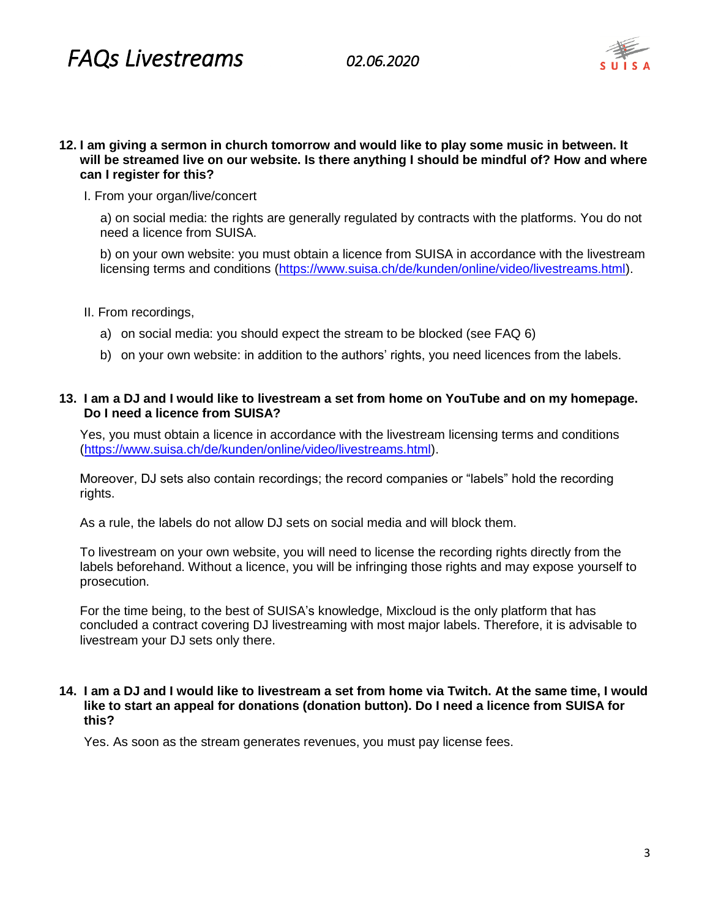**12. I am giving a sermon in church tomorrow and would like to play some music in between. It will be streamed live on our website. Is there anything I should be mindful of? How and where can I register for this?**

I. From your organ/live/concert

a) on social media: the rights are generally regulated by contracts with the platforms. You do not need a licence from SUISA.

b) on your own website: you must obtain a licence from SUISA in accordance with the livestream licensing terms and conditions (https://www.suisa.ch/de/kunden/online/video/livestreams.html).

II. From recordings,

a) on social media: you should expect the stream to be blocked (see FAQ 6)

b) on your own website: in addition to the authors' rights, you need licences from the labels.

**13. I am a DJ and I would like to livestream a set from home on YouTube and on my homepage. Do I need a licence from SUISA?**

Yes, you must obtain a licence in accordance with the livestream licensing terms and conditions (https://www.suisa.ch/de/kunden/online/video/livestreams.html).

Moreover, DJ sets also contain recordings; the record companies or "labels" hold the recording rights.

As a rule, the labels do not allow DJ sets on social media and will block them.

To livestream on your own website, you will need to license the recording rights directly from the labels beforehand. Without a licence, you will be infringing those rights and may expose yourself to prosecution.

For the time being, to the best of SUISA's knowledge, Mixcloud is the only platform that has concluded a contract covering DJ livestreaming with most major labels. Therefore, it is advisable to livestream your DJ sets only there.

**14. I am a DJ and I would like to livestream a set from home via Twitch. At the same time, I would like to start an appeal for donations (donation button). Do I need a licence from SUISA for this?**

Yes. As soon as the stream generates revenues, you must pay license fees.